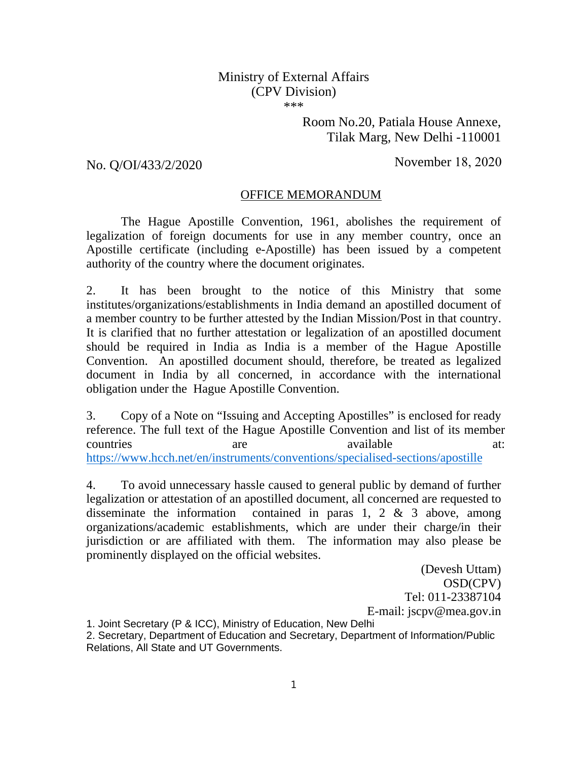Ministry of External Affairs
(CPV Division)
\*\*\*

Room No.20, Patiala House Annexe,
Tilak Marg, New Delhi -110001

No. Q/OI/433/2/2020

November 18, 2020

## OFFICE MEMORANDUM

The Hague Apostille Convention, 1961, abolishes the requirement of legalization of foreign documents for use in any member country, once an Apostille certificate (including e-Apostille) has been issued by a competent authority of the country where the document originates.

2. It has been brought to the notice of this Ministry that some institutes/organizations/establishments in India demand an apostilled document of a member country to be further attested by the Indian Mission/Post in that country. It is clarified that no further attestation or legalization of an apostilled document should be required in India as India is a member of the Hague Apostille Convention. An apostilled document should, therefore, be treated as legalized document in India by all concerned, in accordance with the international obligation under the Hague Apostille Convention.

3. Copy of a Note on "Issuing and Accepting Apostilles" is enclosed for ready reference. The full text of the Hague Apostille Convention and list of its member countries are available at: https://www.hcch.net/en/instruments/conventions/specialised-sections/apostille

4. To avoid unnecessary hassle caused to general public by demand of further legalization or attestation of an apostilled document, all concerned are requested to disseminate the information contained in paras 1, 2 & 3 above, among organizations/academic establishments, which are under their charge/in their jurisdiction or are affiliated with them. The information may also please be prominently displayed on the official websites.

(Devesh Uttam)
OSD(CPV)
Tel: 011-23387104
E-mail: jscpv@mea.gov.in

1. Joint Secretary (P & ICC), Ministry of Education, New Delhi
2. Secretary, Department of Education and Secretary, Department of Information/Public Relations, All State and UT Governments.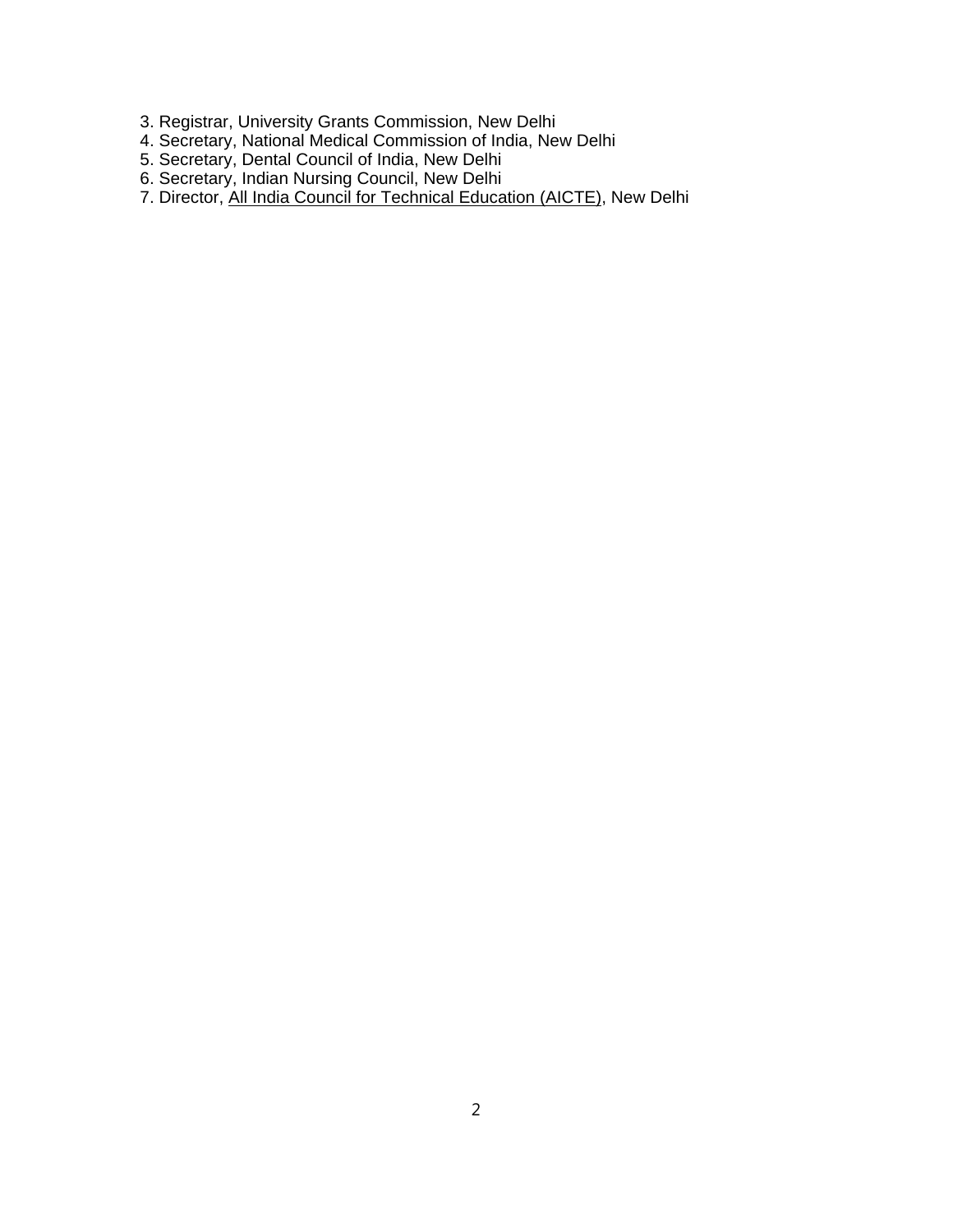3. Registrar, University Grants Commission, New Delhi
4. Secretary, National Medical Commission of India, New Delhi
5. Secretary, Dental Council of India, New Delhi
6. Secretary, Indian Nursing Council, New Delhi
7. Director, All India Council for Technical Education (AICTE), New Delhi